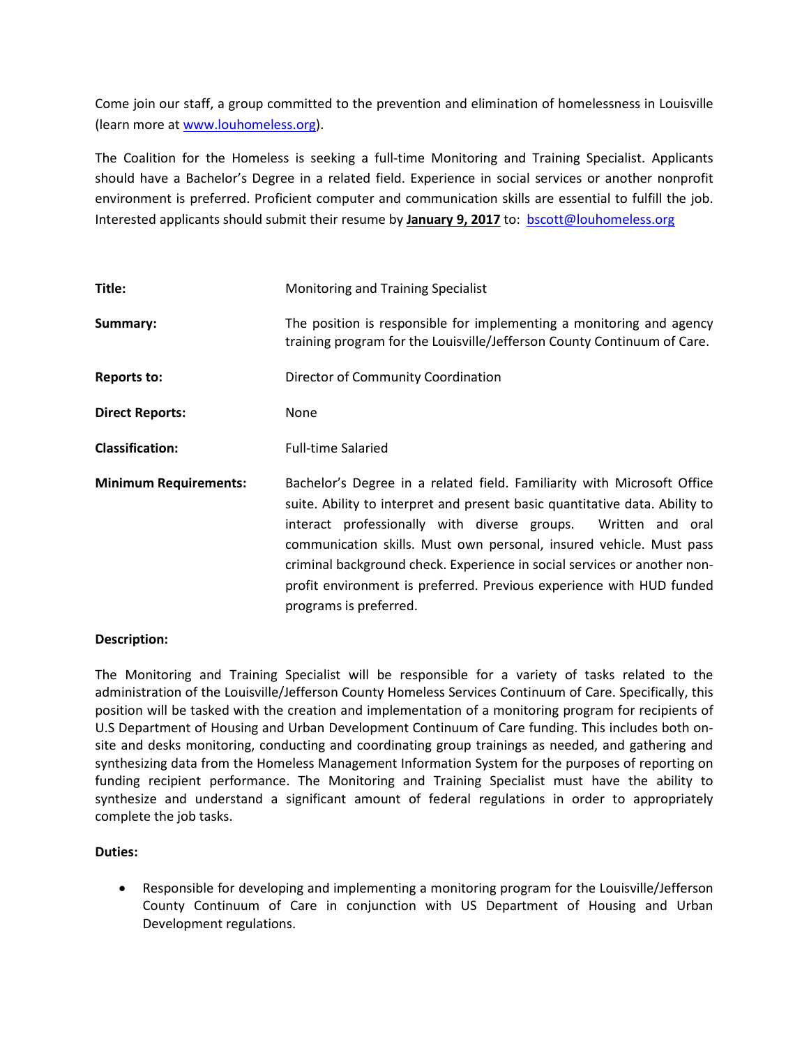Come join our staff, a group committed to the prevention and elimination of homelessness in Louisville (learn more at [www.louhomeless.org](http://www.louhomeless.org)).

The Coalition for the Homeless is seeking a full-time Monitoring and Training Specialist. Applicants should have a Bachelor's Degree in a related field. Experience in social services or another nonprofit environment is preferred. Proficient computer and communication skills are essential to fulfill the job. Interested applicants should submit their resume by **January 9, 2017** to: [bscott@louhomeless.org](mailto:bscott@louhomeless.org)

| | |
|---|---|
| **Title:** | Monitoring and Training Specialist |
| **Summary:** | The position is responsible for implementing a monitoring and agency training program for the Louisville/Jefferson County Continuum of Care. |
| **Reports to:** | Director of Community Coordination |
| **Direct Reports:** | None |
| **Classification:** | Full-time Salaried |
| **Minimum Requirements:** | Bachelor's Degree in a related field. Familiarity with Microsoft Office suite. Ability to interpret and present basic quantitative data. Ability to interact professionally with diverse groups. Written and oral communication skills. Must own personal, insured vehicle. Must pass criminal background check. Experience in social services or another non-profit environment is preferred. Previous experience with HUD funded programs is preferred. |

**Description:**

The Monitoring and Training Specialist will be responsible for a variety of tasks related to the administration of the Louisville/Jefferson County Homeless Services Continuum of Care. Specifically, this position will be tasked with the creation and implementation of a monitoring program for recipients of U.S Department of Housing and Urban Development Continuum of Care funding. This includes both on-site and desks monitoring, conducting and coordinating group trainings as needed, and gathering and synthesizing data from the Homeless Management Information System for the purposes of reporting on funding recipient performance. The Monitoring and Training Specialist must have the ability to synthesize and understand a significant amount of federal regulations in order to appropriately complete the job tasks.

**Duties:**

- Responsible for developing and implementing a monitoring program for the Louisville/Jefferson County Continuum of Care in conjunction with US Department of Housing and Urban Development regulations.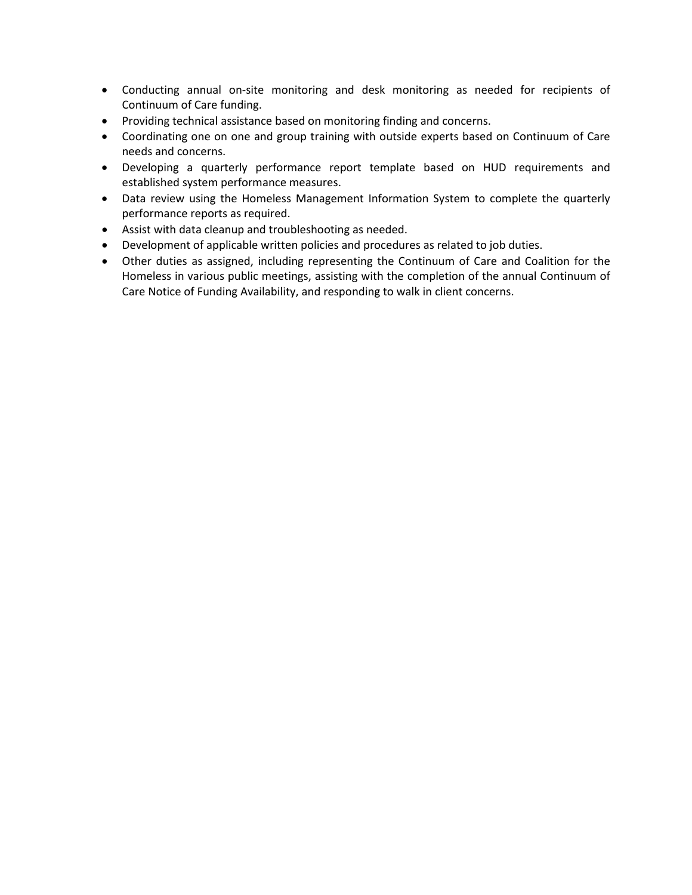- Conducting annual on-site monitoring and desk monitoring as needed for recipients of Continuum of Care funding.
- Providing technical assistance based on monitoring finding and concerns.
- Coordinating one on one and group training with outside experts based on Continuum of Care needs and concerns.
- Developing a quarterly performance report template based on HUD requirements and established system performance measures.
- Data review using the Homeless Management Information System to complete the quarterly performance reports as required.
- Assist with data cleanup and troubleshooting as needed.
- Development of applicable written policies and procedures as related to job duties.
- Other duties as assigned, including representing the Continuum of Care and Coalition for the Homeless in various public meetings, assisting with the completion of the annual Continuum of Care Notice of Funding Availability, and responding to walk in client concerns.